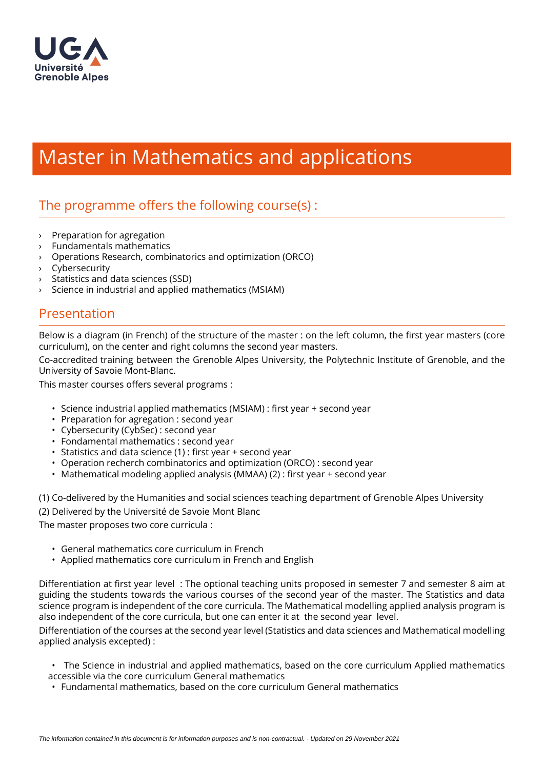# Master in Mathematics and applications

## The programme offers the following course(s) :

- Preparation for agregation
- Fundamentals mathematics
- Operations Research, combinatorics and optimization (ORCO)
- Cybersecurity
- Statistics and data sciences (SSD)
- Science in industrial and applied mathematics (MSIAM)

## Presentation

Below is a diagram (in French) of the structure of the master : on the left column, the first year masters (core curriculum), on the center and right columns the second year masters.

Co-accredited training between the Grenoble Alpes University, the Polytechnic Institute of Grenoble, and the University of Savoie Mont-Blanc.

This master courses offers several programs :

- Science industrial applied mathematics (MSIAM) : first year + second year
- Preparation for agregation : second year
- Cybersecurity (CybSec) : second year
- Fondamental mathematics : second year
- Statistics and data science (1) : first year + second year
- Operation recherch combinatorics and optimization (ORCO) : second year
- Mathematical modeling applied analysis (MMAA) (2) : first year + second year

(1) Co-delivered by the Humanities and social sciences teaching department of Grenoble Alpes University

(2) Delivered by the Université de Savoie Mont Blanc

The master proposes two core curricula :

- General mathematics core curriculum in French
- Applied mathematics core curriculum in French and English

Differentiation at first year level : The optional teaching units proposed in semester 7 and semester 8 aim at guiding the students towards the various courses of the second year of the master. The Statistics and data science program is independent of the core curricula. The Mathematical modelling applied analysis program is also independent of the core curricula, but one can enter it at the second year level.

Differentiation of the courses at the second year level (Statistics and data sciences and Mathematical modelling applied analysis excepted) :

- The Science in industrial and applied mathematics, based on the core curriculum Applied mathematics accessible via the core curriculum General mathematics
- Fundamental mathematics, based on the core curriculum General mathematics

*The information contained in this document is for information purposes and is non-contractual. - Updated on 29 November 2021*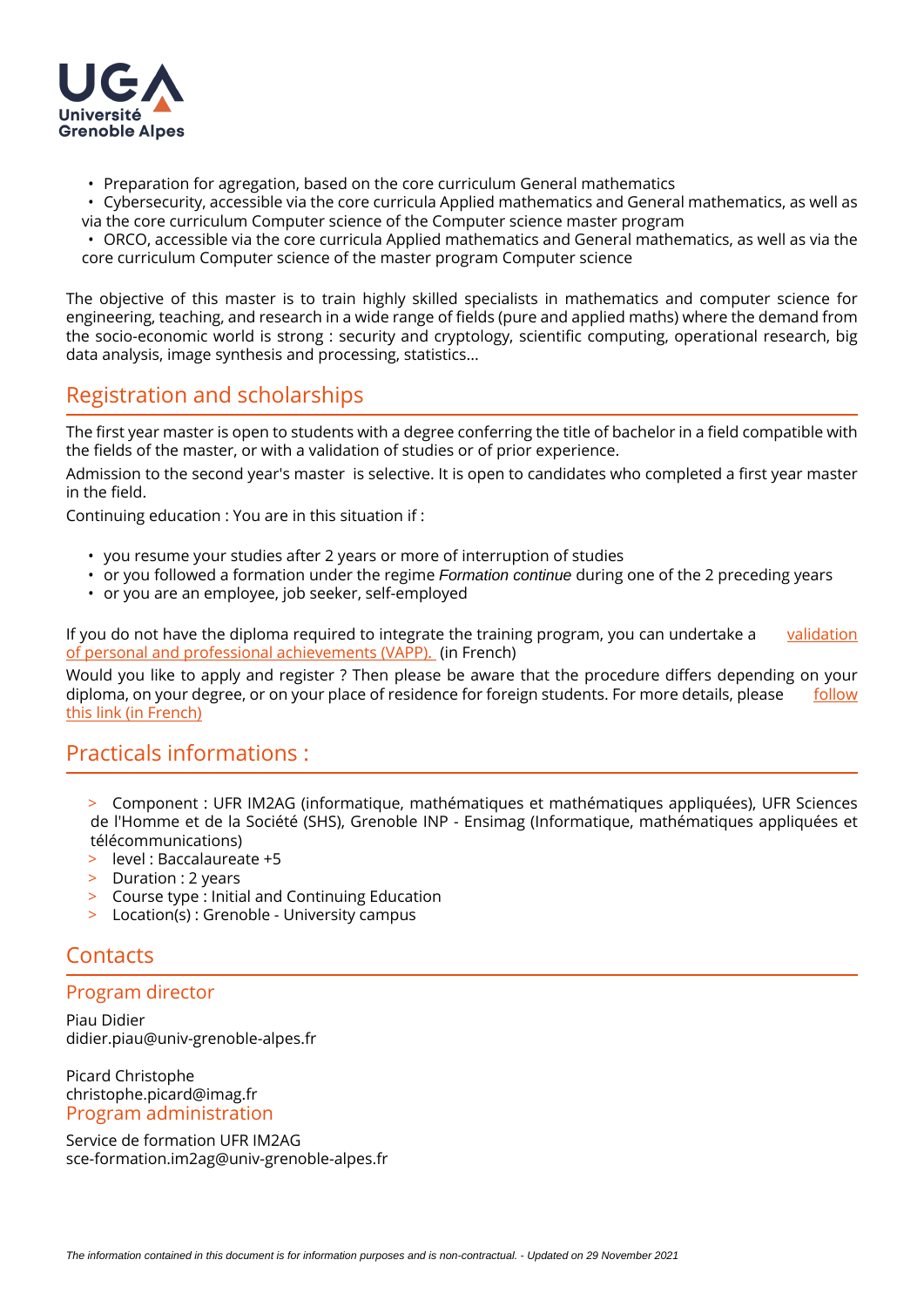- Preparation for agregation, based on the core curriculum General mathematics
- Cybersecurity, accessible via the core curricula Applied mathematics and General mathematics, as well as via the core curriculum Computer science of the Computer science master program
- ORCO, accessible via the core curricula Applied mathematics and General mathematics, as well as via the core curriculum Computer science of the master program Computer science

The objective of this master is to train highly skilled specialists in mathematics and computer science for engineering, teaching, and research in a wide range of fields (pure and applied maths) where the demand from the socio-economic world is strong : security and cryptology, scientific computing, operational research, big data analysis, image synthesis and processing, statistics...

## Registration and scholarships

The first year master is open to students with a degree conferring the title of bachelor in a field compatible with the fields of the master, or with a validation of studies or of prior experience.

Admission to the second year's master is selective. It is open to candidates who completed a first year master in the field.

Continuing education : You are in this situation if :

- you resume your studies after 2 years or more of interruption of studies
- or you followed a formation under the regime *Formation continue* during one of the 2 preceding years
- or you are an employee, job seeker, self-employed

If you do not have the diploma required to integrate the training program, you can undertake a validation of personal and professional achievements (VAPP). (in French)

Would you like to apply and register ? Then please be aware that the procedure differs depending on your diploma, on your degree, or on your place of residence for foreign students. For more details, please follow this link (in French)

## Practicals informations :

- Component : UFR IM2AG (informatique, mathématiques et mathématiques appliquées), UFR Sciences de l'Homme et de la Société (SHS), Grenoble INP - Ensimag (Informatique, mathématiques appliquées et télécommunications)
- level : Baccalaureate +5
- Duration : 2 years
- Course type : Initial and Continuing Education
- Location(s) : Grenoble - University campus

## Contacts

### Program director

Piau Didier
didier.piau@univ-grenoble-alpes.fr

Picard Christophe
christophe.picard@imag.fr

### Program administration

Service de formation UFR IM2AG
sce-formation.im2ag@univ-grenoble-alpes.fr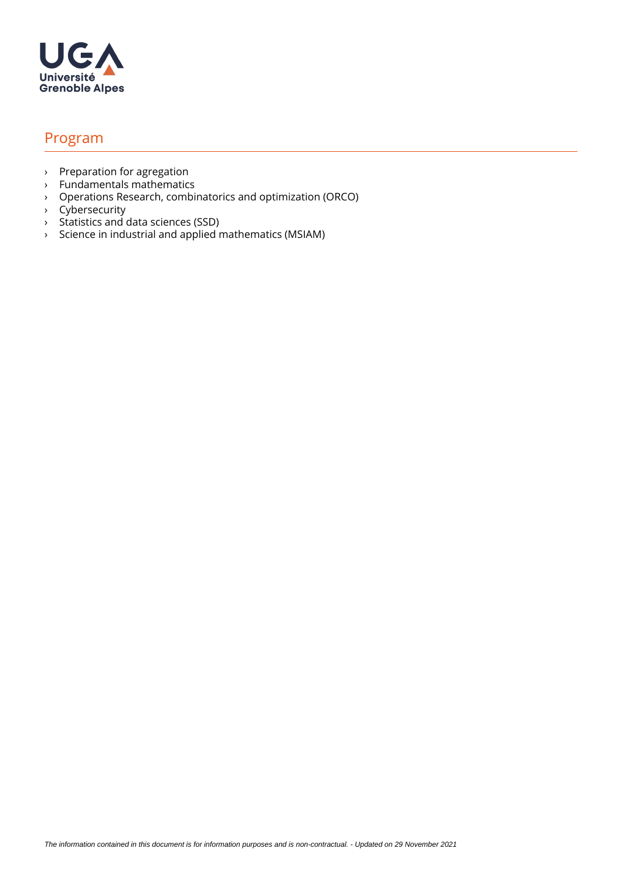## Program

- Preparation for agregation
- Fundamentals mathematics
- Operations Research, combinatorics and optimization (ORCO)
- Cybersecurity
- Statistics and data sciences (SSD)
- Science in industrial and applied mathematics (MSIAM)

*The information contained in this document is for information purposes and is non-contractual. - Updated on 29 November 2021*